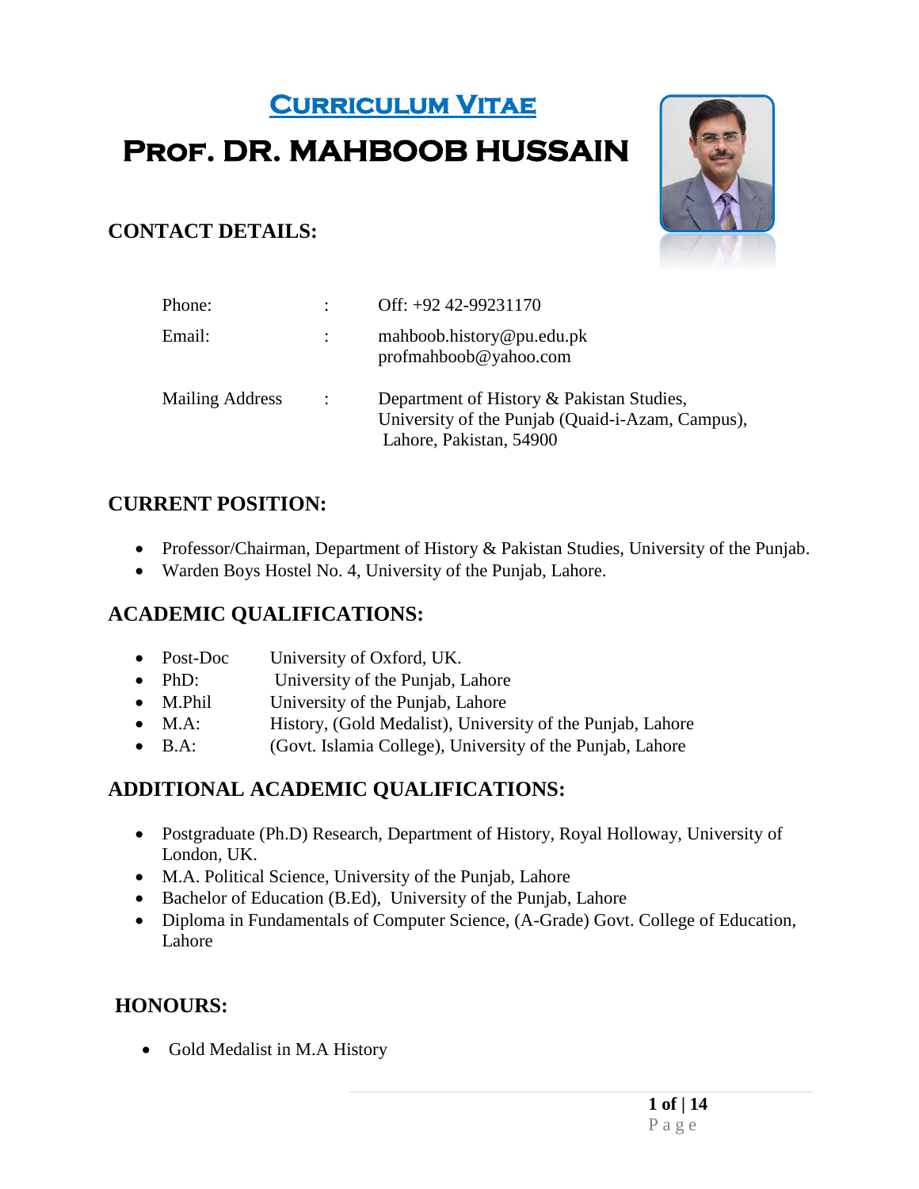# Curriculum Vitae

# Prof. DR. MAHBOOB HUSSAIN

## CONTACT DETAILS:

| | | |
|---|---|---|
| Phone: | : | Off: +92 42-99231170 |
| Email: | : | mahboob.history@pu.edu.pk<br>profmahboob@yahoo.com |
| Mailing Address | : | Department of History & Pakistan Studies,<br>University of the Punjab (Quaid-i-Azam, Campus),<br>Lahore, Pakistan, 54900 |

## CURRENT POSITION:

- Professor/Chairman, Department of History & Pakistan Studies, University of the Punjab.
- Warden Boys Hostel No. 4, University of the Punjab, Lahore.

## ACADEMIC QUALIFICATIONS:

- Post-Doc University of Oxford, UK.
- PhD: University of the Punjab, Lahore
- M.Phil University of the Punjab, Lahore
- M.A: History, (Gold Medalist), University of the Punjab, Lahore
- B.A: (Govt. Islamia College), University of the Punjab, Lahore

## ADDITIONAL ACADEMIC QUALIFICATIONS:

- Postgraduate (Ph.D) Research, Department of History, Royal Holloway, University of London, UK.
- M.A. Political Science, University of the Punjab, Lahore
- Bachelor of Education (B.Ed), University of the Punjab, Lahore
- Diploma in Fundamentals of Computer Science, (A-Grade) Govt. College of Education, Lahore

## HONOURS:

- Gold Medalist in M.A History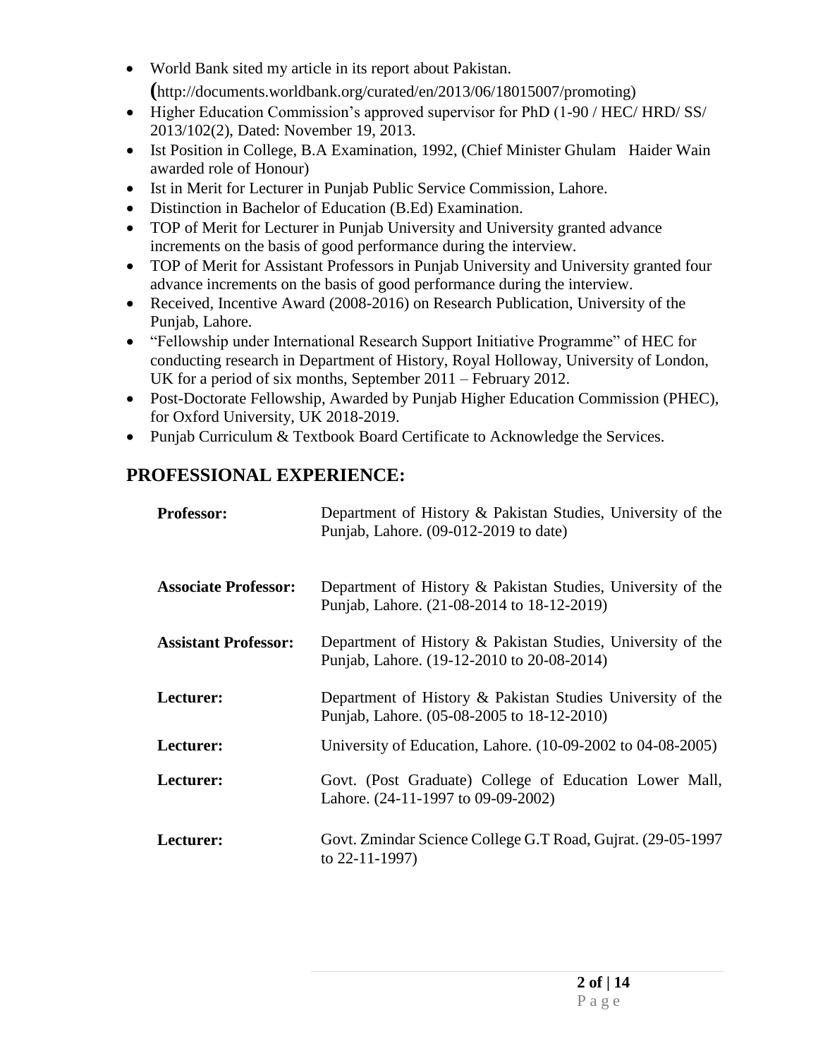- World Bank sited my article in its report about Pakistan. (http://documents.worldbank.org/curated/en/2013/06/18015007/promoting)
- Higher Education Commission's approved supervisor for PhD (1-90 / HEC/ HRD/ SS/ 2013/102(2), Dated: November 19, 2013.
- Ist Position in College, B.A Examination, 1992, (Chief Minister Ghulam Haider Wain awarded role of Honour)
- Ist in Merit for Lecturer in Punjab Public Service Commission, Lahore.
- Distinction in Bachelor of Education (B.Ed) Examination.
- TOP of Merit for Lecturer in Punjab University and University granted advance increments on the basis of good performance during the interview.
- TOP of Merit for Assistant Professors in Punjab University and University granted four advance increments on the basis of good performance during the interview.
- Received, Incentive Award (2008-2016) on Research Publication, University of the Punjab, Lahore.
- "Fellowship under International Research Support Initiative Programme" of HEC for conducting research in Department of History, Royal Holloway, University of London, UK for a period of six months, September 2011 – February 2012.
- Post-Doctorate Fellowship, Awarded by Punjab Higher Education Commission (PHEC), for Oxford University, UK 2018-2019.
- Punjab Curriculum & Textbook Board Certificate to Acknowledge the Services.

## PROFESSIONAL EXPERIENCE:

| | |
|---|---|
| **Professor:** | Department of History & Pakistan Studies, University of the Punjab, Lahore. (09-012-2019 to date) |
| **Associate Professor:** | Department of History & Pakistan Studies, University of the Punjab, Lahore. (21-08-2014 to 18-12-2019) |
| **Assistant Professor:** | Department of History & Pakistan Studies, University of the Punjab, Lahore. (19-12-2010 to 20-08-2014) |
| **Lecturer:** | Department of History & Pakistan Studies University of the Punjab, Lahore. (05-08-2005 to 18-12-2010) |
| **Lecturer:** | University of Education, Lahore. (10-09-2002 to 04-08-2005) |
| **Lecturer:** | Govt. (Post Graduate) College of Education Lower Mall, Lahore. (24-11-1997 to 09-09-2002) |
| **Lecturer:** | Govt. Zmindar Science College G.T Road, Gujrat. (29-05-1997 to 22-11-1997) |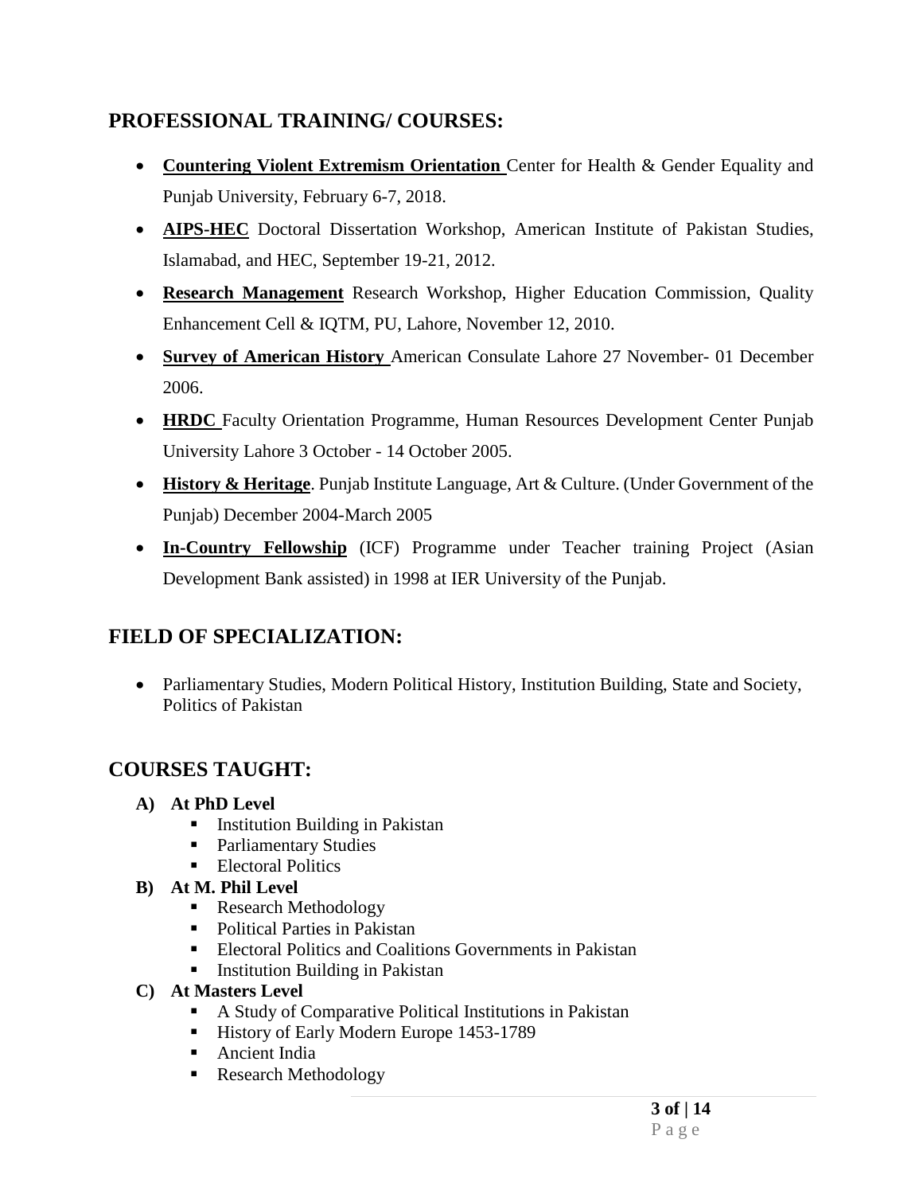## PROFESSIONAL TRAINING/ COURSES:

- **Countering Violent Extremism Orientation** Center for Health & Gender Equality and Punjab University, February 6-7, 2018.
- **AIPS-HEC** Doctoral Dissertation Workshop, American Institute of Pakistan Studies, Islamabad, and HEC, September 19-21, 2012.
- **Research Management** Research Workshop, Higher Education Commission, Quality Enhancement Cell & IQTM, PU, Lahore, November 12, 2010.
- **Survey of American History** American Consulate Lahore 27 November- 01 December 2006.
- **HRDC** Faculty Orientation Programme, Human Resources Development Center Punjab University Lahore 3 October - 14 October 2005.
- **History & Heritage**. Punjab Institute Language, Art & Culture. (Under Government of the Punjab) December 2004-March 2005
- **In-Country Fellowship** (ICF) Programme under Teacher training Project (Asian Development Bank assisted) in 1998 at IER University of the Punjab.

## FIELD OF SPECIALIZATION:

- Parliamentary Studies, Modern Political History, Institution Building, State and Society, Politics of Pakistan

## COURSES TAUGHT:

**A) At PhD Level**

- Institution Building in Pakistan
- Parliamentary Studies
- Electoral Politics

**B) At M. Phil Level**

- Research Methodology
- Political Parties in Pakistan
- Electoral Politics and Coalitions Governments in Pakistan
- Institution Building in Pakistan

**C) At Masters Level**

- A Study of Comparative Political Institutions in Pakistan
- History of Early Modern Europe 1453-1789
- Ancient India
- Research Methodology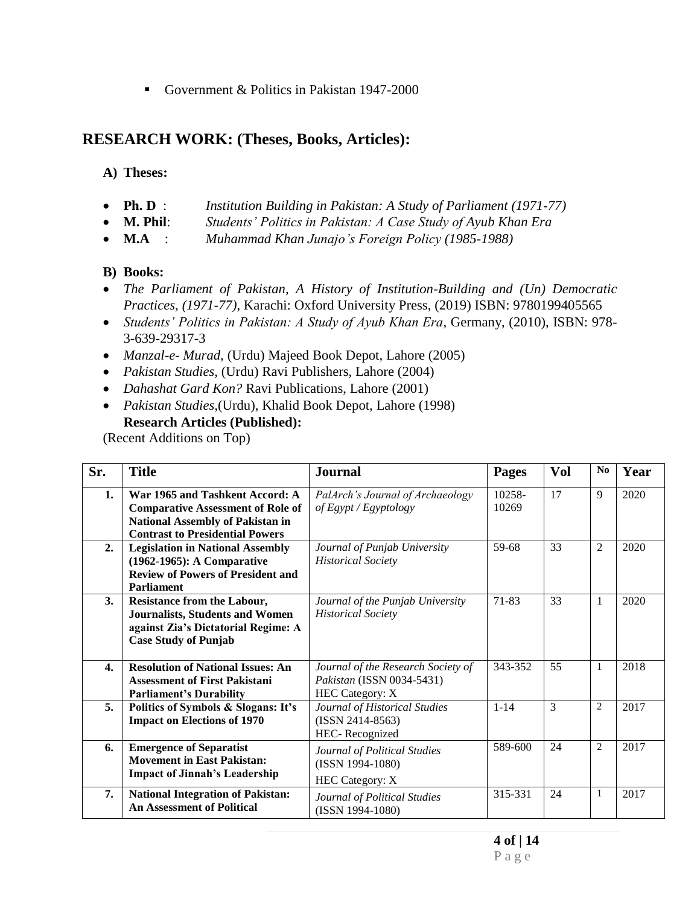- Government & Politics in Pakistan 1947-2000

## RESEARCH WORK: (Theses, Books, Articles):

### A) Theses:

- **Ph. D** : *Institution Building in Pakistan: A Study of Parliament (1971-77)*
- **M. Phil**: *Students' Politics in Pakistan: A Case Study of Ayub Khan Era*
- **M.A** : *Muhammad Khan Junajo's Foreign Policy (1985-1988)*

### B) Books:

- *The Parliament of Pakistan, A History of Institution-Building and (Un) Democratic Practices, (1971-77)*, Karachi: Oxford University Press, (2019) ISBN: 9780199405565
- *Students' Politics in Pakistan: A Study of Ayub Khan Era*, Germany, (2010), ISBN: 978-3-639-29317-3
- *Manzal-e- Murad,* (Urdu) Majeed Book Depot, Lahore (2005)
- *Pakistan Studies*, (Urdu) Ravi Publishers, Lahore (2004)
- *Dahashat Gard Kon?* Ravi Publications, Lahore (2001)
- *Pakistan Studies*,(Urdu), Khalid Book Depot, Lahore (1998)

**Research Articles (Published):**

(Recent Additions on Top)

| Sr. | Title | Journal | Pages | Vol | No | Year |
|---|---|---|---|---|---|---|
| 1. | **War 1965 and Tashkent Accord: A Comparative Assessment of Role of National Assembly of Pakistan in Contrast to Presidential Powers** | *PalArch's Journal of Archaeology of Egypt / Egyptology* | 10258-10269 | 17 | 9 | 2020 |
| 2. | **Legislation in National Assembly (1962-1965): A Comparative Review of Powers of President and Parliament** | *Journal of Punjab University Historical Society* | 59-68 | 33 | 2 | 2020 |
| 3. | **Resistance from the Labour, Journalists, Students and Women against Zia's Dictatorial Regime: A Case Study of Punjab** | *Journal of the Punjab University Historical Society* | 71-83 | 33 | 1 | 2020 |
| 4. | **Resolution of National Issues: An Assessment of First Pakistani Parliament's Durability** | *Journal of the Research Society of Pakistan* (ISSN 0034-5431) HEC Category: X | 343-352 | 55 | 1 | 2018 |
| 5. | **Politics of Symbols & Slogans: It's Impact on Elections of 1970** | *Journal of Historical Studies* (ISSN 2414-8563) HEC- Recognized | 1-14 | 3 | 2 | 2017 |
| 6. | **Emergence of Separatist Movement in East Pakistan: Impact of Jinnah's Leadership** | *Journal of Political Studies* (ISSN 1994-1080) HEC Category: X | 589-600 | 24 | 2 | 2017 |
| 7. | **National Integration of Pakistan: An Assessment of Political** | *Journal of Political Studies* (ISSN 1994-1080) | 315-331 | 24 | 1 | 2017 |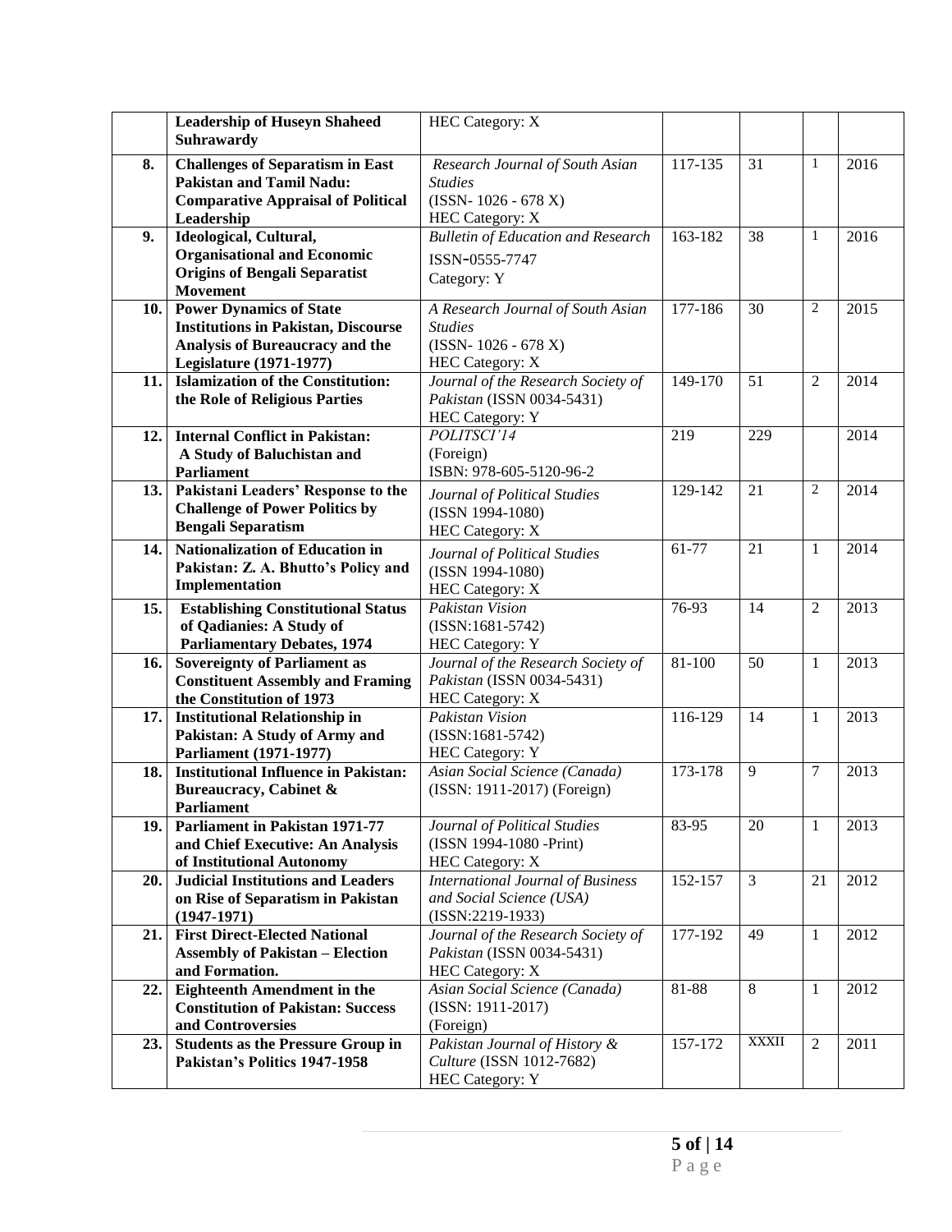|  |  |  |  |  |  |  |
|---|---|---|---|---|---|---|
|  | **Leadership of Huseyn Shaheed Suhrawardy** | HEC Category: X |  |  |  |  |
| **8.** | **Challenges of Separatism in East Pakistan and Tamil Nadu: Comparative Appraisal of Political Leadership** | *Research Journal of South Asian Studies* (ISSN- 1026 - 678 X) HEC Category: X | 117-135 | 31 | 1 | 2016 |
| **9.** | **Ideological, Cultural, Organisational and Economic Origins of Bengali Separatist Movement** | *Bulletin of Education and Research* ISSN-0555-7747 Category: Y | 163-182 | 38 | 1 | 2016 |
| **10.** | **Power Dynamics of State Institutions in Pakistan, Discourse Analysis of Bureaucracy and the Legislature (1971-1977)** | *A Research Journal of South Asian Studies* (ISSN- 1026 - 678 X) HEC Category: X | 177-186 | 30 | 2 | 2015 |
| **11.** | **Islamization of the Constitution: the Role of Religious Parties** | *Journal of the Research Society of Pakistan* (ISSN 0034-5431) HEC Category: Y | 149-170 | 51 | 2 | 2014 |
| **12.** | **Internal Conflict in Pakistan: A Study of Baluchistan and Parliament** | *POLITSCI'14* (Foreign) ISBN: 978-605-5120-96-2 | 219 | 229 |  | 2014 |
| **13.** | **Pakistani Leaders' Response to the Challenge of Power Politics by Bengali Separatism** | *Journal of Political Studies* (ISSN 1994-1080) HEC Category: X | 129-142 | 21 | 2 | 2014 |
| **14.** | **Nationalization of Education in Pakistan: Z. A. Bhutto's Policy and Implementation** | *Journal of Political Studies* (ISSN 1994-1080) HEC Category: X | 61-77 | 21 | 1 | 2014 |
| **15.** | **Establishing Constitutional Status of Qadianies: A Study of Parliamentary Debates, 1974** | *Pakistan Vision* (ISSN:1681-5742) HEC Category: Y | 76-93 | 14 | 2 | 2013 |
| **16.** | **Sovereignty of Parliament as Constituent Assembly and Framing the Constitution of 1973** | *Journal of the Research Society of Pakistan* (ISSN 0034-5431) HEC Category: X | 81-100 | 50 | 1 | 2013 |
| **17.** | **Institutional Relationship in Pakistan: A Study of Army and Parliament (1971-1977)** | *Pakistan Vision* (ISSN:1681-5742) HEC Category: Y | 116-129 | 14 | 1 | 2013 |
| **18.** | **Institutional Influence in Pakistan: Bureaucracy, Cabinet & Parliament** | *Asian Social Science (Canada)* (ISSN: 1911-2017) (Foreign) | 173-178 | 9 | 7 | 2013 |
| **19.** | **Parliament in Pakistan 1971-77 and Chief Executive: An Analysis of Institutional Autonomy** | *Journal of Political Studies* (ISSN 1994-1080 -Print) HEC Category: X | 83-95 | 20 | 1 | 2013 |
| **20.** | **Judicial Institutions and Leaders on Rise of Separatism in Pakistan (1947-1971)** | *International Journal of Business and Social Science (USA)* (ISSN:2219-1933) | 152-157 | 3 | 21 | 2012 |
| **21.** | **First Direct-Elected National Assembly of Pakistan – Election and Formation.** | *Journal of the Research Society of Pakistan* (ISSN 0034-5431) HEC Category: X | 177-192 | 49 | 1 | 2012 |
| **22.** | **Eighteenth Amendment in the Constitution of Pakistan: Success and Controversies** | *Asian Social Science (Canada)* (ISSN: 1911-2017) (Foreign) | 81-88 | 8 | 1 | 2012 |
| **23.** | **Students as the Pressure Group in Pakistan's Politics 1947-1958** | *Pakistan Journal of History & Culture* (ISSN 1012-7682) HEC Category: Y | 157-172 | XXXII | 2 | 2011 |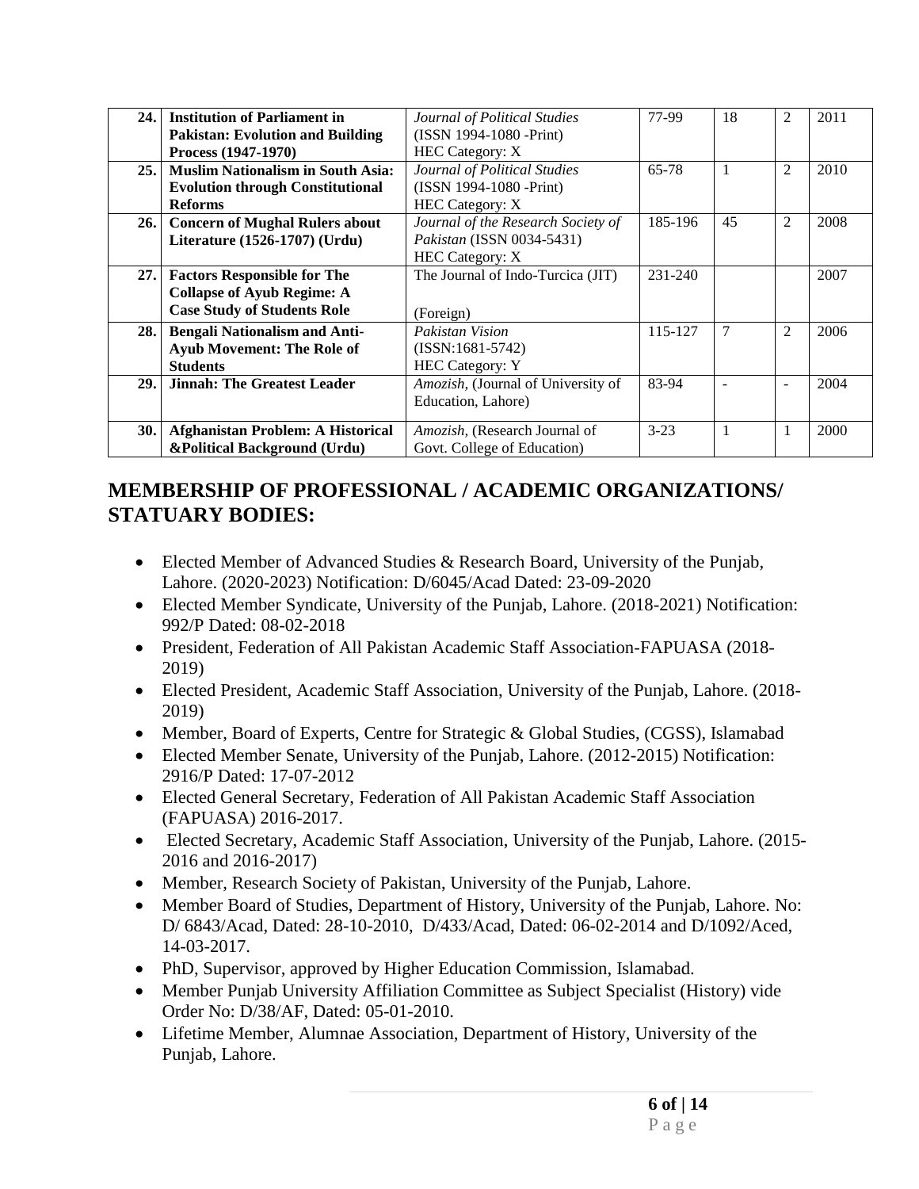| 24. | **Institution of Parliament in Pakistan: Evolution and Building Process (1947-1970)** | *Journal of Political Studies* (ISSN 1994-1080 -Print) HEC Category: X | 77-99 | 18 | 2 | 2011 |
|---|---|---|---|---|---|---|
| 25. | **Muslim Nationalism in South Asia: Evolution through Constitutional Reforms** | *Journal of Political Studies* (ISSN 1994-1080 -Print) HEC Category: X | 65-78 | 1 | 2 | 2010 |
| 26. | **Concern of Mughal Rulers about Literature (1526-1707) (Urdu)** | *Journal of the Research Society of Pakistan* (ISSN 0034-5431) HEC Category: X | 185-196 | 45 | 2 | 2008 |
| 27. | **Factors Responsible for The Collapse of Ayub Regime: A Case Study of Students Role** | The Journal of Indo-Turcica (JIT) (Foreign) | 231-240 | | | 2007 |
| 28. | **Bengali Nationalism and Anti-Ayub Movement: The Role of Students** | *Pakistan Vision* (ISSN:1681-5742) HEC Category: Y | 115-127 | 7 | 2 | 2006 |
| 29. | **Jinnah: The Greatest Leader** | *Amozish,* (Journal of University of Education, Lahore) | 83-94 | - | - | 2004 |
| 30. | **Afghanistan Problem: A Historical &Political Background (Urdu)** | *Amozish,* (Research Journal of Govt. College of Education) | 3-23 | 1 | 1 | 2000 |

## MEMBERSHIP OF PROFESSIONAL / ACADEMIC ORGANIZATIONS/ STATUARY BODIES:

- Elected Member of Advanced Studies & Research Board, University of the Punjab, Lahore. (2020-2023) Notification: D/6045/Acad Dated: 23-09-2020
- Elected Member Syndicate, University of the Punjab, Lahore. (2018-2021) Notification: 992/P Dated: 08-02-2018
- President, Federation of All Pakistan Academic Staff Association-FAPUASA (2018-2019)
- Elected President, Academic Staff Association, University of the Punjab, Lahore. (2018-2019)
- Member, Board of Experts, Centre for Strategic & Global Studies, (CGSS), Islamabad
- Elected Member Senate, University of the Punjab, Lahore. (2012-2015) Notification: 2916/P Dated: 17-07-2012
- Elected General Secretary, Federation of All Pakistan Academic Staff Association (FAPUASA) 2016-2017.
- Elected Secretary, Academic Staff Association, University of the Punjab, Lahore. (2015-2016 and 2016-2017)
- Member, Research Society of Pakistan, University of the Punjab, Lahore.
- Member Board of Studies, Department of History, University of the Punjab, Lahore. No: D/ 6843/Acad, Dated: 28-10-2010, D/433/Acad, Dated: 06-02-2014 and D/1092/Aced, 14-03-2017.
- PhD, Supervisor, approved by Higher Education Commission, Islamabad.
- Member Punjab University Affiliation Committee as Subject Specialist (History) vide Order No: D/38/AF, Dated: 05-01-2010.
- Lifetime Member, Alumnae Association, Department of History, University of the Punjab, Lahore.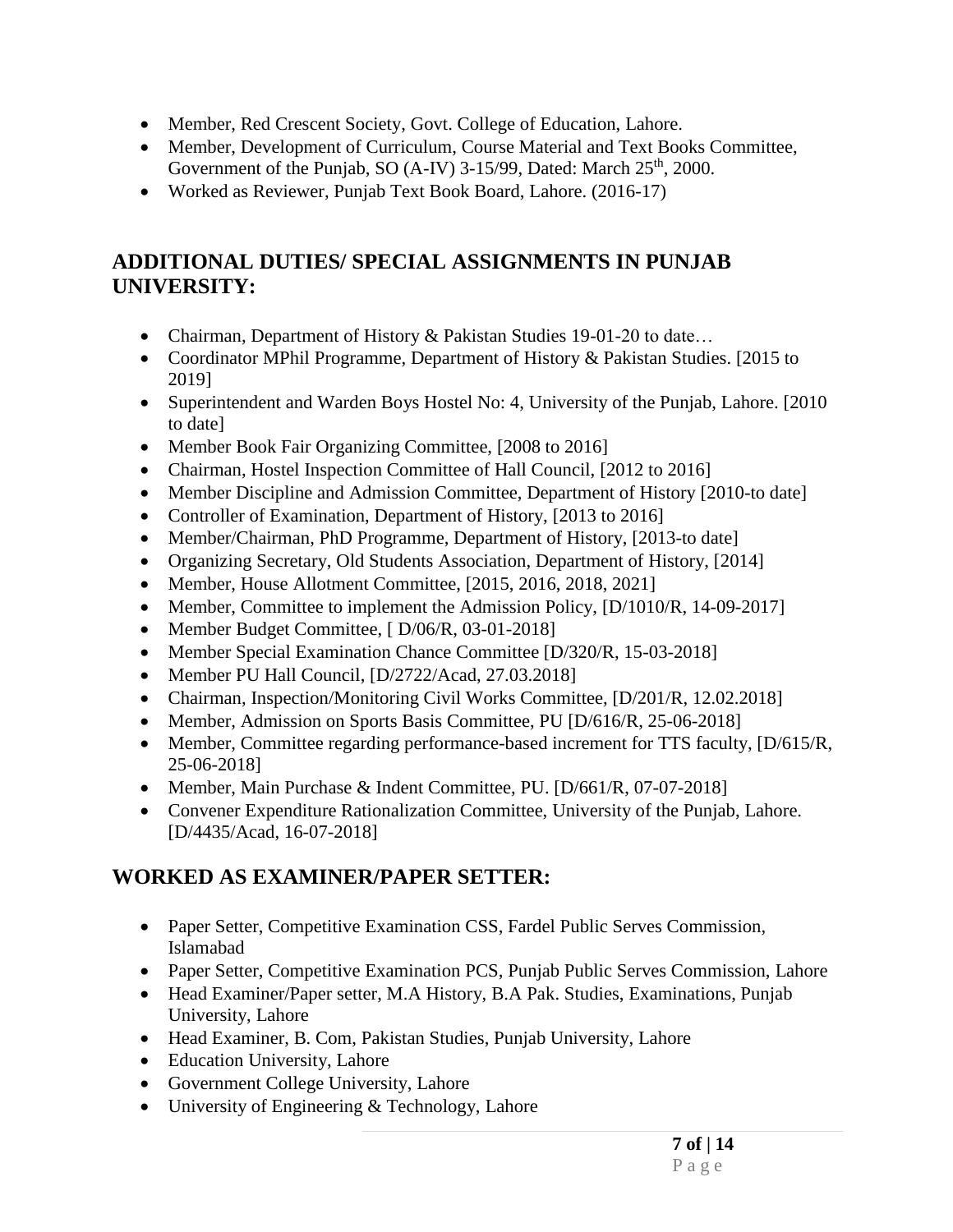- Member, Red Crescent Society, Govt. College of Education, Lahore.
- Member, Development of Curriculum, Course Material and Text Books Committee, Government of the Punjab, SO (A-IV) 3-15/99, Dated: March 25th, 2000.
- Worked as Reviewer, Punjab Text Book Board, Lahore. (2016-17)

## ADDITIONAL DUTIES/ SPECIAL ASSIGNMENTS IN PUNJAB UNIVERSITY:

- Chairman, Department of History & Pakistan Studies 19-01-20 to date…
- Coordinator MPhil Programme, Department of History & Pakistan Studies. [2015 to 2019]
- Superintendent and Warden Boys Hostel No: 4, University of the Punjab, Lahore. [2010 to date]
- Member Book Fair Organizing Committee, [2008 to 2016]
- Chairman, Hostel Inspection Committee of Hall Council, [2012 to 2016]
- Member Discipline and Admission Committee, Department of History [2010-to date]
- Controller of Examination, Department of History, [2013 to 2016]
- Member/Chairman, PhD Programme, Department of History, [2013-to date]
- Organizing Secretary, Old Students Association, Department of History, [2014]
- Member, House Allotment Committee, [2015, 2016, 2018, 2021]
- Member, Committee to implement the Admission Policy, [D/1010/R, 14-09-2017]
- Member Budget Committee, [ D/06/R, 03-01-2018]
- Member Special Examination Chance Committee [D/320/R, 15-03-2018]
- Member PU Hall Council, [D/2722/Acad, 27.03.2018]
- Chairman, Inspection/Monitoring Civil Works Committee, [D/201/R, 12.02.2018]
- Member, Admission on Sports Basis Committee, PU [D/616/R, 25-06-2018]
- Member, Committee regarding performance-based increment for TTS faculty, [D/615/R, 25-06-2018]
- Member, Main Purchase & Indent Committee, PU. [D/661/R, 07-07-2018]
- Convener Expenditure Rationalization Committee, University of the Punjab, Lahore. [D/4435/Acad, 16-07-2018]

## WORKED AS EXAMINER/PAPER SETTER:

- Paper Setter, Competitive Examination CSS, Fardel Public Serves Commission, Islamabad
- Paper Setter, Competitive Examination PCS, Punjab Public Serves Commission, Lahore
- Head Examiner/Paper setter, M.A History, B.A Pak. Studies, Examinations, Punjab University, Lahore
- Head Examiner, B. Com, Pakistan Studies, Punjab University, Lahore
- Education University, Lahore
- Government College University, Lahore
- University of Engineering & Technology, Lahore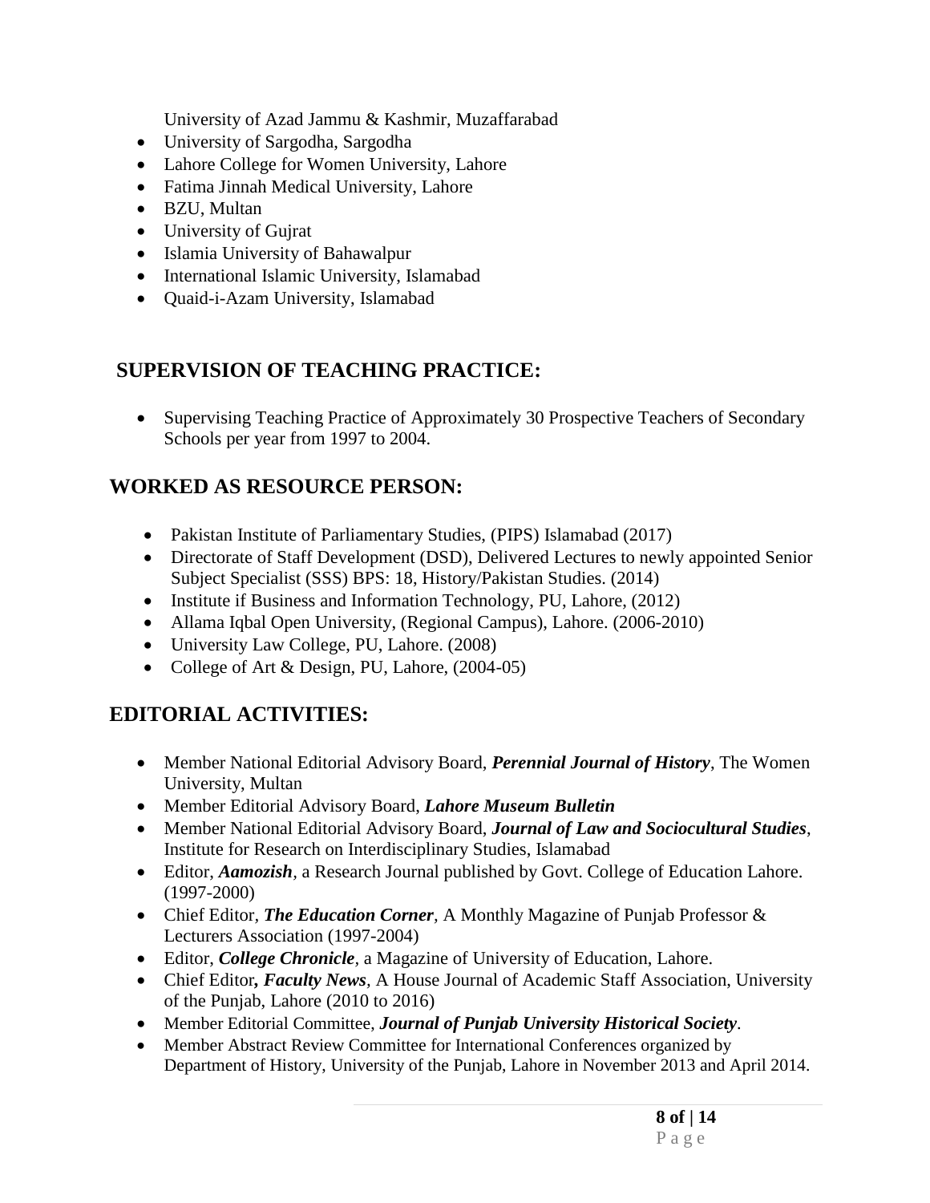University of Azad Jammu & Kashmir, Muzaffarabad

- University of Sargodha, Sargodha
- Lahore College for Women University, Lahore
- Fatima Jinnah Medical University, Lahore
- BZU, Multan
- University of Gujrat
- Islamia University of Bahawalpur
- International Islamic University, Islamabad
- Quaid-i-Azam University, Islamabad

## SUPERVISION OF TEACHING PRACTICE:

- Supervising Teaching Practice of Approximately 30 Prospective Teachers of Secondary Schools per year from 1997 to 2004.

## WORKED AS RESOURCE PERSON:

- Pakistan Institute of Parliamentary Studies, (PIPS) Islamabad (2017)
- Directorate of Staff Development (DSD), Delivered Lectures to newly appointed Senior Subject Specialist (SSS) BPS: 18, History/Pakistan Studies. (2014)
- Institute if Business and Information Technology, PU, Lahore, (2012)
- Allama Iqbal Open University, (Regional Campus), Lahore. (2006-2010)
- University Law College, PU, Lahore. (2008)
- College of Art & Design, PU, Lahore, (2004-05)

## EDITORIAL ACTIVITIES:

- Member National Editorial Advisory Board, ***Perennial Journal of History***, The Women University, Multan
- Member Editorial Advisory Board, ***Lahore Museum Bulletin***
- Member National Editorial Advisory Board, ***Journal of Law and Sociocultural Studies***, Institute for Research on Interdisciplinary Studies, Islamabad
- Editor, ***Aamozish***, a Research Journal published by Govt. College of Education Lahore. (1997-2000)
- Chief Editor, ***The Education Corner***, A Monthly Magazine of Punjab Professor & Lecturers Association (1997-2004)
- Editor, ***College Chronicle***, a Magazine of University of Education, Lahore.
- Chief Editor***, Faculty News***, A House Journal of Academic Staff Association, University of the Punjab, Lahore (2010 to 2016)
- Member Editorial Committee, ***Journal of Punjab University Historical Society***.
- Member Abstract Review Committee for International Conferences organized by Department of History, University of the Punjab, Lahore in November 2013 and April 2014.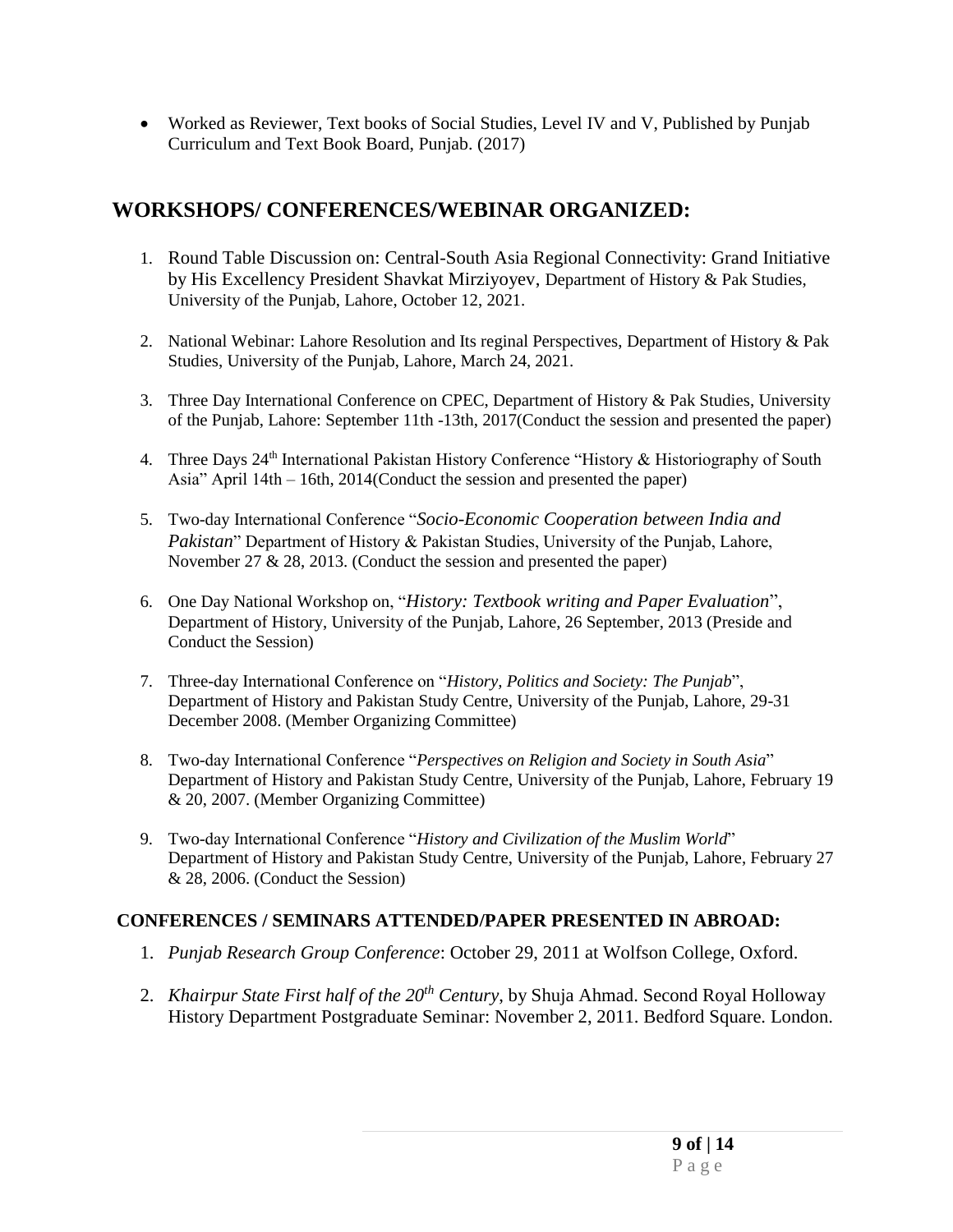- Worked as Reviewer, Text books of Social Studies, Level IV and V, Published by Punjab Curriculum and Text Book Board, Punjab. (2017)

## WORKSHOPS/ CONFERENCES/WEBINAR ORGANIZED:

1. Round Table Discussion on: Central-South Asia Regional Connectivity: Grand Initiative by His Excellency President Shavkat Mirziyoyev, Department of History & Pak Studies, University of the Punjab, Lahore, October 12, 2021.

2. National Webinar: Lahore Resolution and Its reginal Perspectives, Department of History & Pak Studies, University of the Punjab, Lahore, March 24, 2021.

3. Three Day International Conference on CPEC, Department of History & Pak Studies, University of the Punjab, Lahore: September 11th -13th, 2017(Conduct the session and presented the paper)

4. Three Days 24th International Pakistan History Conference "History & Historiography of South Asia" April 14th – 16th, 2014(Conduct the session and presented the paper)

5. Two-day International Conference "*Socio-Economic Cooperation between India and Pakistan*" Department of History & Pakistan Studies, University of the Punjab, Lahore, November 27 & 28, 2013. (Conduct the session and presented the paper)

6. One Day National Workshop on, "*History: Textbook writing and Paper Evaluation*", Department of History, University of the Punjab, Lahore, 26 September, 2013 (Preside and Conduct the Session)

7. Three-day International Conference on "*History, Politics and Society: The Punjab*", Department of History and Pakistan Study Centre, University of the Punjab, Lahore, 29-31 December 2008. (Member Organizing Committee)

8. Two-day International Conference "*Perspectives on Religion and Society in South Asia*" Department of History and Pakistan Study Centre, University of the Punjab, Lahore, February 19 & 20, 2007. (Member Organizing Committee)

9. Two-day International Conference "*History and Civilization of the Muslim World*" Department of History and Pakistan Study Centre, University of the Punjab, Lahore, February 27 & 28, 2006. (Conduct the Session)

### CONFERENCES / SEMINARS ATTENDED/PAPER PRESENTED IN ABROAD:

1. *Punjab Research Group Conference*: October 29, 2011 at Wolfson College, Oxford.

2. *Khairpur State First half of the 20th Century*, by Shuja Ahmad. Second Royal Holloway History Department Postgraduate Seminar: November 2, 2011. Bedford Square. London.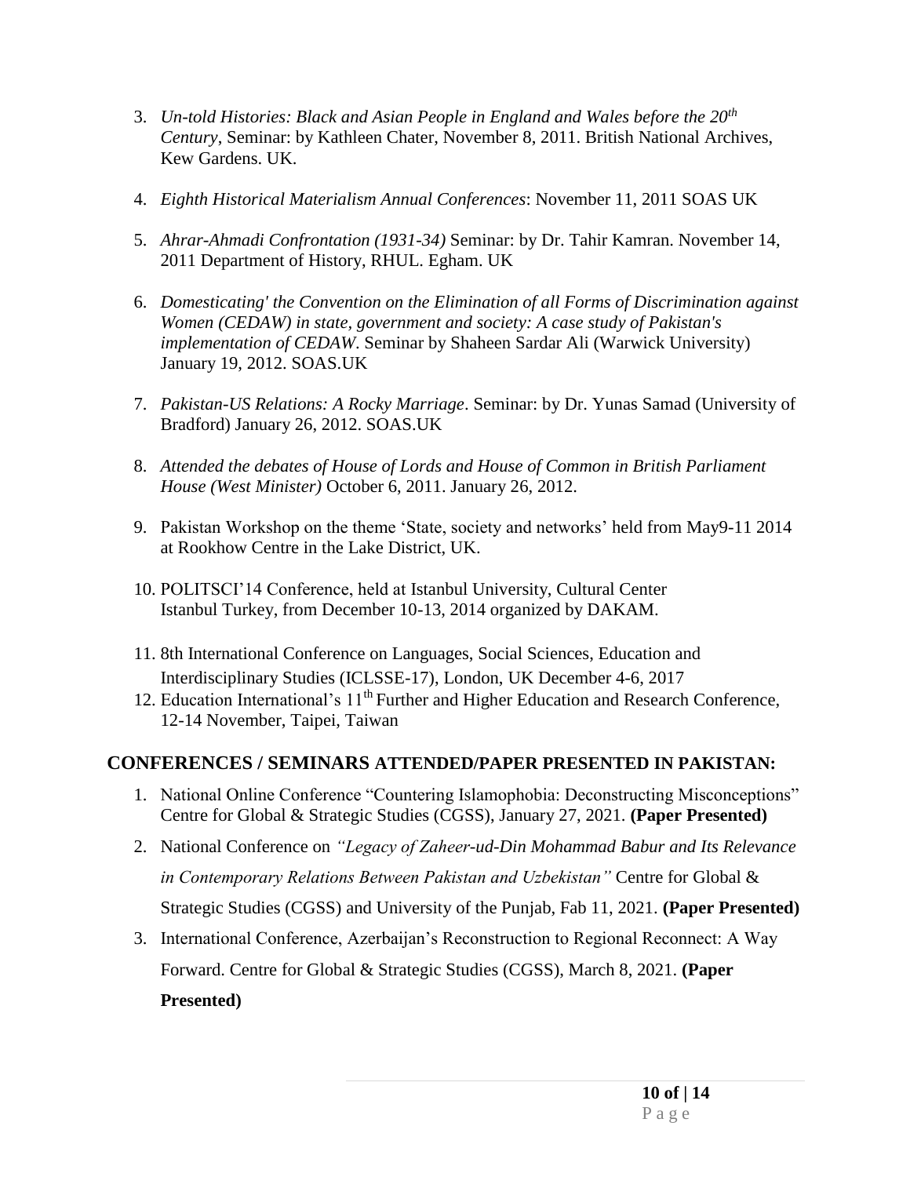3. *Un-told Histories: Black and Asian People in England and Wales before the 20th Century*, Seminar: by Kathleen Chater, November 8, 2011. British National Archives, Kew Gardens. UK.

4. *Eighth Historical Materialism Annual Conferences*: November 11, 2011 SOAS UK

5. *Ahrar-Ahmadi Confrontation (1931-34)* Seminar: by Dr. Tahir Kamran. November 14, 2011 Department of History, RHUL. Egham. UK

6. *Domesticating' the Convention on the Elimination of all Forms of Discrimination against Women (CEDAW) in state, government and society: A case study of Pakistan's implementation of CEDAW*. Seminar by Shaheen Sardar Ali (Warwick University) January 19, 2012. SOAS.UK

7. *Pakistan-US Relations: A Rocky Marriage*. Seminar: by Dr. Yunas Samad (University of Bradford) January 26, 2012. SOAS.UK

8. *Attended the debates of House of Lords and House of Common in British Parliament House (West Minister)* October 6, 2011. January 26, 2012.

9. Pakistan Workshop on the theme 'State, society and networks' held from May9-11 2014 at Rookhow Centre in the Lake District, UK.

10. POLITSCI'14 Conference, held at Istanbul University, Cultural Center Istanbul Turkey, from December 10-13, 2014 organized by DAKAM.

11. 8th International Conference on Languages, Social Sciences, Education and Interdisciplinary Studies (ICLSSE-17), London, UK December 4-6, 2017

12. Education International's 11th Further and Higher Education and Research Conference, 12-14 November, Taipei, Taiwan

## CONFERENCES / SEMINARS ATTENDED/PAPER PRESENTED IN PAKISTAN:

1. National Online Conference "Countering Islamophobia: Deconstructing Misconceptions" Centre for Global & Strategic Studies (CGSS), January 27, 2021. **(Paper Presented)**

2. National Conference on *"Legacy of Zaheer-ud-Din Mohammad Babur and Its Relevance in Contemporary Relations Between Pakistan and Uzbekistan"* Centre for Global & Strategic Studies (CGSS) and University of the Punjab, Fab 11, 2021. **(Paper Presented)**

3. International Conference, Azerbaijan's Reconstruction to Regional Reconnect: A Way Forward. Centre for Global & Strategic Studies (CGSS), March 8, 2021. **(Paper Presented)**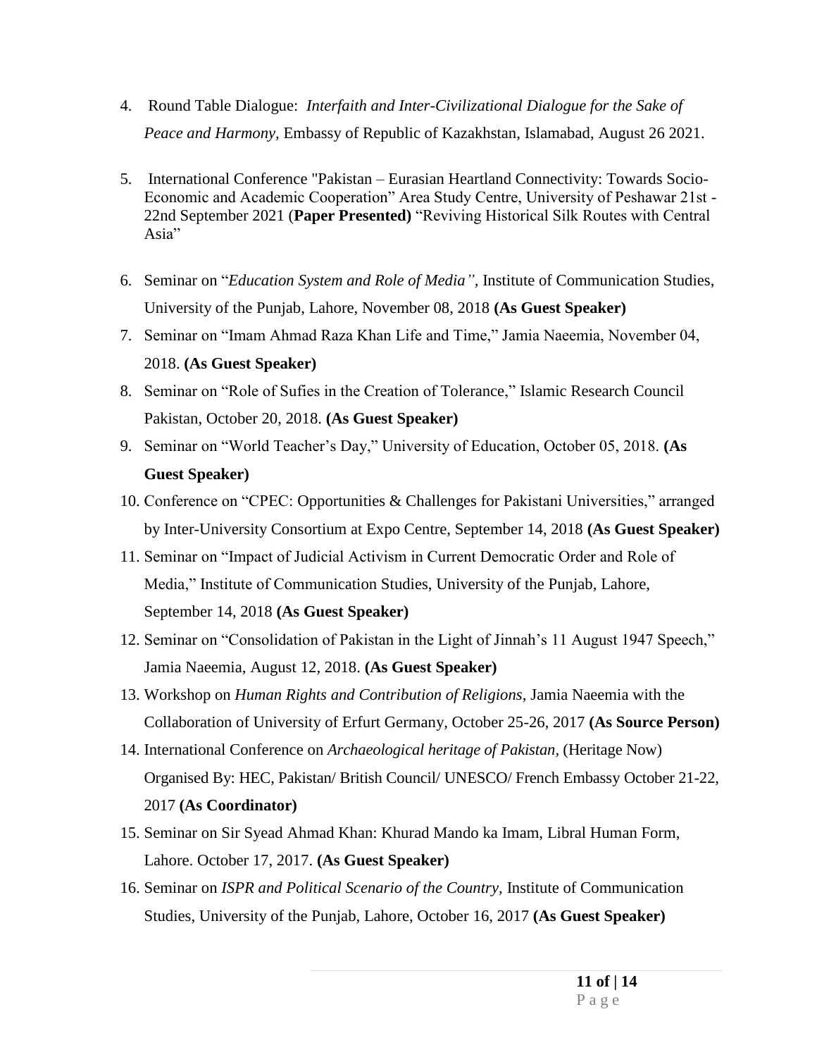4. Round Table Dialogue: *Interfaith and Inter-Civilizational Dialogue for the Sake of Peace and Harmony*, Embassy of Republic of Kazakhstan, Islamabad, August 26 2021.

5. International Conference "Pakistan – Eurasian Heartland Connectivity: Towards Socio-Economic and Academic Cooperation" Area Study Centre, University of Peshawar 21st - 22nd September 2021 (**Paper Presented)** "Reviving Historical Silk Routes with Central Asia"

6. Seminar on "*Education System and Role of Media"*, Institute of Communication Studies, University of the Punjab, Lahore, November 08, 2018 **(As Guest Speaker)**
7. Seminar on "Imam Ahmad Raza Khan Life and Time," Jamia Naeemia, November 04, 2018. **(As Guest Speaker)**
8. Seminar on "Role of Sufies in the Creation of Tolerance," Islamic Research Council Pakistan, October 20, 2018. **(As Guest Speaker)**
9. Seminar on "World Teacher's Day," University of Education, October 05, 2018. **(As Guest Speaker)**
10. Conference on "CPEC: Opportunities & Challenges for Pakistani Universities," arranged by Inter-University Consortium at Expo Centre, September 14, 2018 **(As Guest Speaker)**
11. Seminar on "Impact of Judicial Activism in Current Democratic Order and Role of Media," Institute of Communication Studies, University of the Punjab, Lahore, September 14, 2018 **(As Guest Speaker)**
12. Seminar on "Consolidation of Pakistan in the Light of Jinnah's 11 August 1947 Speech," Jamia Naeemia, August 12, 2018. **(As Guest Speaker)**
13. Workshop on *Human Rights and Contribution of Religions*, Jamia Naeemia with the Collaboration of University of Erfurt Germany, October 25-26, 2017 **(As Source Person)**
14. International Conference on *Archaeological heritage of Pakistan*, (Heritage Now) Organised By: HEC, Pakistan/ British Council/ UNESCO/ French Embassy October 21-22, 2017 **(As Coordinator)**
15. Seminar on Sir Syead Ahmad Khan: Khurad Mando ka Imam, Libral Human Form, Lahore. October 17, 2017. **(As Guest Speaker)**
16. Seminar on *ISPR and Political Scenario of the Country*, Institute of Communication Studies, University of the Punjab, Lahore, October 16, 2017 **(As Guest Speaker)**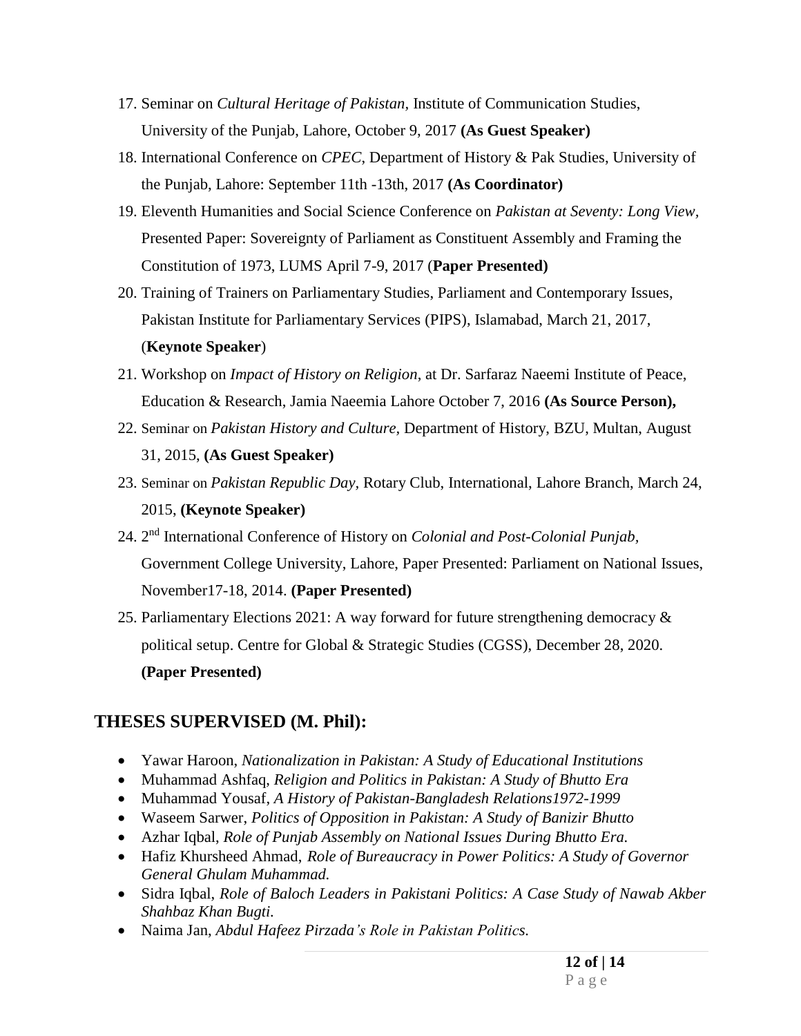17. Seminar on *Cultural Heritage of Pakistan*, Institute of Communication Studies, University of the Punjab, Lahore, October 9, 2017 **(As Guest Speaker)**
18. International Conference on *CPEC*, Department of History & Pak Studies, University of the Punjab, Lahore: September 11th -13th, 2017 **(As Coordinator)**
19. Eleventh Humanities and Social Science Conference on *Pakistan at Seventy: Long View*, Presented Paper: Sovereignty of Parliament as Constituent Assembly and Framing the Constitution of 1973, LUMS April 7-9, 2017 (**Paper Presented)**
20. Training of Trainers on Parliamentary Studies, Parliament and Contemporary Issues, Pakistan Institute for Parliamentary Services (PIPS), Islamabad, March 21, 2017, (**Keynote Speaker**)
21. Workshop on *Impact of History on Religion*, at Dr. Sarfaraz Naeemi Institute of Peace, Education & Research, Jamia Naeemia Lahore October 7, 2016 **(As Source Person),**
22. Seminar on *Pakistan History and Culture*, Department of History, BZU, Multan, August 31, 2015, **(As Guest Speaker)**
23. Seminar on *Pakistan Republic Day*, Rotary Club, International, Lahore Branch, March 24, 2015, **(Keynote Speaker)**
24. 2nd International Conference of History on *Colonial and Post-Colonial Punjab*, Government College University, Lahore, Paper Presented: Parliament on National Issues, November17-18, 2014. **(Paper Presented)**
25. Parliamentary Elections 2021: A way forward for future strengthening democracy & political setup. Centre for Global & Strategic Studies (CGSS), December 28, 2020. **(Paper Presented)**

## THESES SUPERVISED (M. Phil):

- Yawar Haroon, *Nationalization in Pakistan: A Study of Educational Institutions*
- Muhammad Ashfaq, *Religion and Politics in Pakistan: A Study of Bhutto Era*
- Muhammad Yousaf, *A History of Pakistan-Bangladesh Relations1972-1999*
- Waseem Sarwer, *Politics of Opposition in Pakistan: A Study of Banizir Bhutto*
- Azhar Iqbal, *Role of Punjab Assembly on National Issues During Bhutto Era.*
- Hafiz Khursheed Ahmad, *Role of Bureaucracy in Power Politics: A Study of Governor General Ghulam Muhammad.*
- Sidra Iqbal, *Role of Baloch Leaders in Pakistani Politics: A Case Study of Nawab Akber Shahbaz Khan Bugti.*
- Naima Jan, *Abdul Hafeez Pirzada's Role in Pakistan Politics.*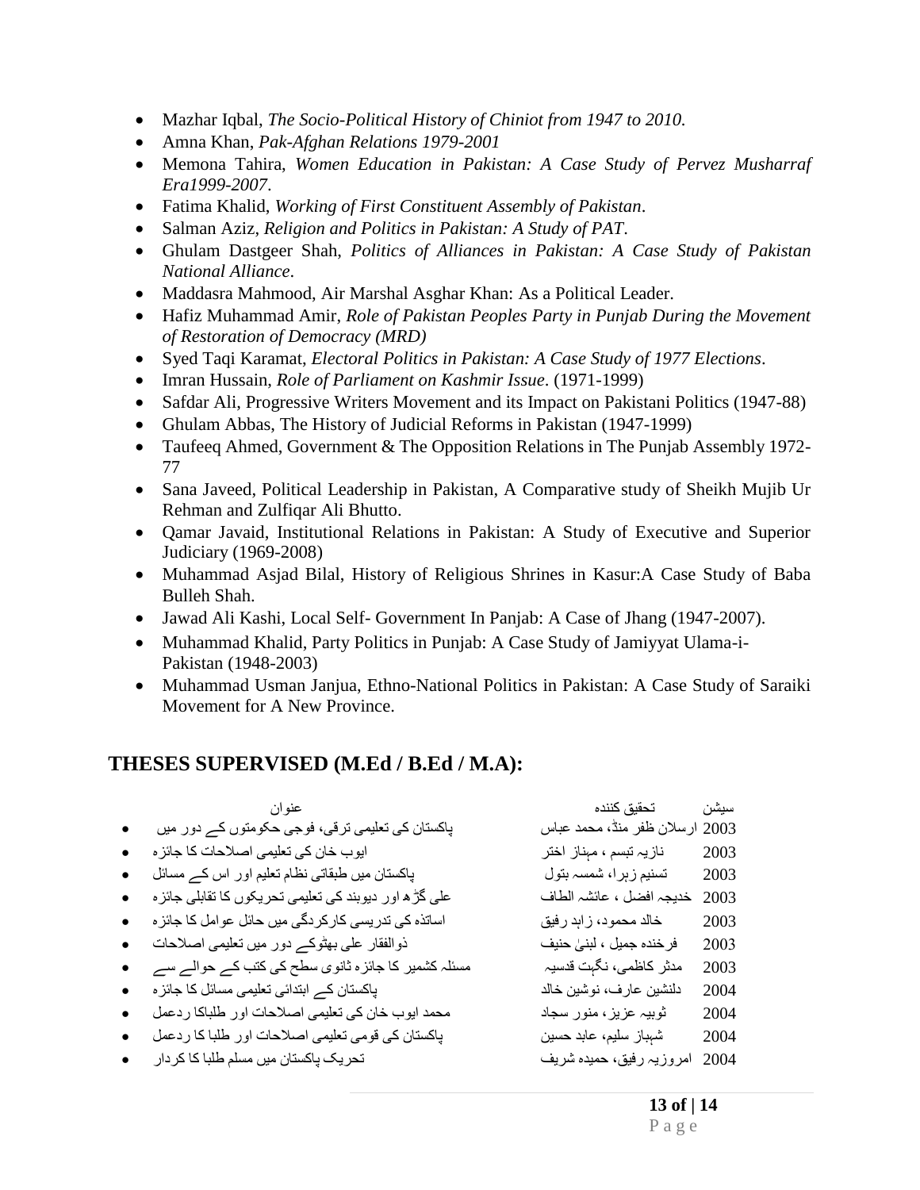- Mazhar Iqbal, *The Socio-Political History of Chiniot from 1947 to 2010*.
- Amna Khan, *Pak-Afghan Relations 1979-2001*
- Memona Tahira, *Women Education in Pakistan: A Case Study of Pervez Musharraf Era1999-2007*.
- Fatima Khalid, *Working of First Constituent Assembly of Pakistan*.
- Salman Aziz, *Religion and Politics in Pakistan: A Study of PAT*.
- Ghulam Dastgeer Shah, *Politics of Alliances in Pakistan: A Case Study of Pakistan National Alliance*.
- Maddasra Mahmood, Air Marshal Asghar Khan: As a Political Leader.
- Hafiz Muhammad Amir, *Role of Pakistan Peoples Party in Punjab During the Movement of Restoration of Democracy (MRD)*
- Syed Taqi Karamat, *Electoral Politics in Pakistan: A Case Study of 1977 Elections*.
- Imran Hussain, *Role of Parliament on Kashmir Issue*. (1971-1999)
- Safdar Ali, Progressive Writers Movement and its Impact on Pakistani Politics (1947-88)
- Ghulam Abbas, The History of Judicial Reforms in Pakistan (1947-1999)
- Taufeeq Ahmed, Government & The Opposition Relations in The Punjab Assembly 1972-77
- Sana Javeed, Political Leadership in Pakistan, A Comparative study of Sheikh Mujib Ur Rehman and Zulfiqar Ali Bhutto.
- Qamar Javaid, Institutional Relations in Pakistan: A Study of Executive and Superior Judiciary (1969-2008)
- Muhammad Asjad Bilal, History of Religious Shrines in Kasur:A Case Study of Baba Bulleh Shah.
- Jawad Ali Kashi, Local Self- Government In Panjab: A Case of Jhang (1947-2007).
- Muhammad Khalid, Party Politics in Punjab: A Case Study of Jamiyyat Ulama-i-Pakistan (1948-2003)
- Muhammad Usman Janjua, Ethno-National Politics in Pakistan: A Case Study of Saraiki Movement for A New Province.

## THESES SUPERVISED (M.Ed / B.Ed / M.A):

| سیشن | تحقیق کنندہ | عنوان |
|---|---|---|
| 2003 | ارسلان ظفر منڈ، محمد عباس | پاکستان کی تعلیمی ترقی، فوجی حکومتوں کے دور میں |
| 2003 | نازیہ تبسم ، مہناز اختر | ایوب خان کی تعلیمی اصلاحات کا جائزہ |
| 2003 | تسنیم زہرا، شمسہ بتول | پاکستان میں طبقاتی نظام تعلیم اور اس کے مسائل |
| 2003 | خدیجہ افضل ، عائشہ الطاف | علی گڑھ اور دیوبند کی تعلیمی تحریکوں کا تقابلی جائزہ |
| 2003 | خالد محمود، زاہد رفیق | اساتذہ کی تدریسی کارکردگی میں حائل عوامل کا جائزہ |
| 2003 | فرخندہ جمیل ، لبنیٰ حنیف | ذوالفقار علی بھٹو کے دور میں تعلیمی اصلاحات |
| 2003 | مدثر کاظمی، نگہت قدسیہ | مسئلہ کشمیر کا جائزہ ثانوی سطح کی کتب کے حوالے سے |
| 2004 | دلنشین عارف، نوشین خالد | پاکستان کے ابتدائی تعلیمی مسائل کا جائزہ |
| 2004 | ثوبیہ عزیز، منور سجاد | محمد ایوب خان کی تعلیمی اصلاحات اور طلباکا ردعمل |
| 2004 | شہباز سلیم، عابد حسین | پاکستان کی قومی تعلیمی اصلاحات اور طلبا کا ردعمل |
| 2004 | امروزیہ رفیق، حمیدہ شریف | تحریک پاکستان میں مسلم طلبا کا کردار |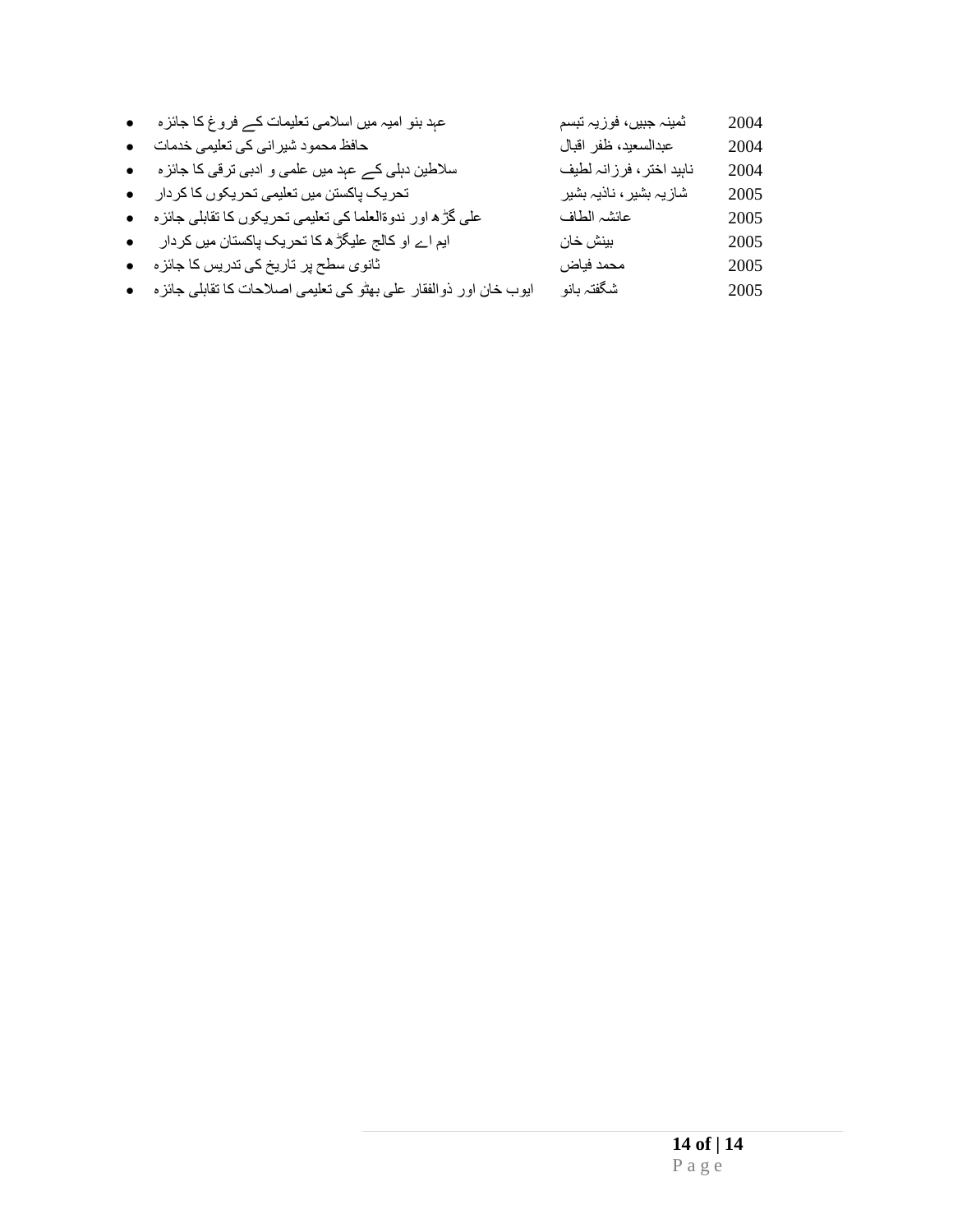| | | |
|---|---|---|
| 2004 | ثمینہ جبیں، فوزیہ تبسم | عہد بنو امیہ میں اسلامی تعلیمات کے فروغ کا جائزہ |
| 2004 | عبدالسعید، ظفر اقبال | حافظ محمود شیرانی کی تعلیمی خدمات |
| 2004 | ناہید اختر، فرزانہ لطیف | سلاطین دہلی کے عہد میں علمی و ادبی ترقی کا جائزہ |
| 2005 | شازیہ بشیر، نازیہ بشیر | تحریک پاکستان میں تعلیمی تحریکوں کا کردار |
| 2005 | عائشہ الطاف | علی گڑھ اور ندوۃالعلما کی تعلیمی تحریکوں کا تقابلی جائزہ |
| 2005 | بینش خان | ایم اے او کالج علیگڑھ کا تحریک پاکستان میں کردار |
| 2005 | محمد فیاض | ثانوی سطح پر تاریخ کی تدریس کا جائزہ |
| 2005 | شگفتہ بانو | ایوب خان اور ذوالفقار علی بھٹو کی تعلیمی اصلاحات کا تقابلی جائزہ |